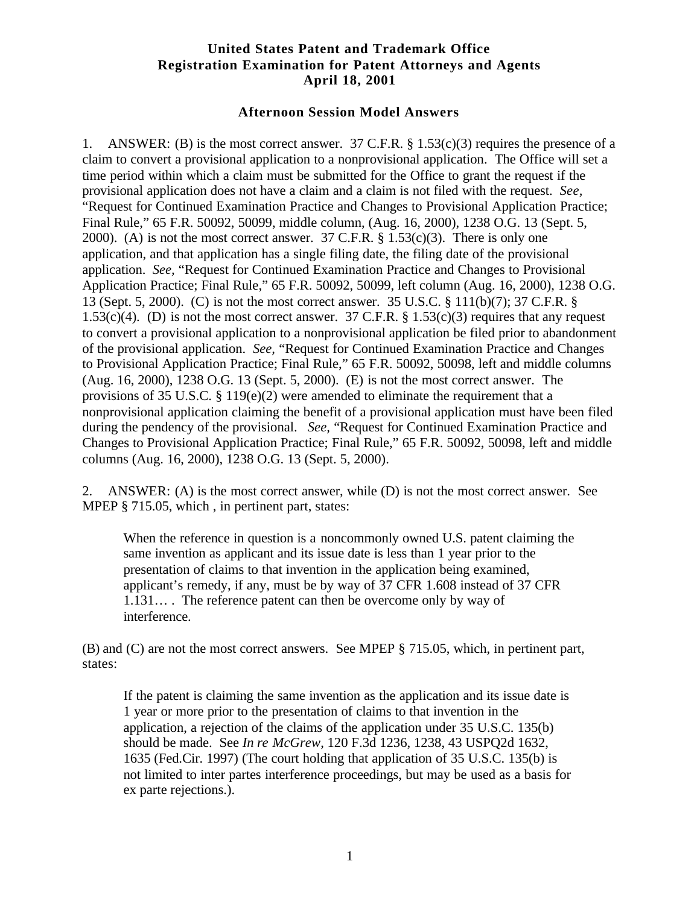**United States Patent and Trademark Office**
**Registration Examination for Patent Attorneys and Agents**
**April 18, 2001**

**Afternoon Session Model Answers**

1. ANSWER: (B) is the most correct answer. 37 C.F.R. § 1.53(c)(3) requires the presence of a claim to convert a provisional application to a nonprovisional application. The Office will set a time period within which a claim must be submitted for the Office to grant the request if the provisional application does not have a claim and a claim is not filed with the request. *See*, "Request for Continued Examination Practice and Changes to Provisional Application Practice; Final Rule," 65 F.R. 50092, 50099, middle column, (Aug. 16, 2000), 1238 O.G. 13 (Sept. 5, 2000). (A) is not the most correct answer. 37 C.F.R. § 1.53(c)(3). There is only one application, and that application has a single filing date, the filing date of the provisional application. *See,* "Request for Continued Examination Practice and Changes to Provisional Application Practice; Final Rule," 65 F.R. 50092, 50099, left column (Aug. 16, 2000), 1238 O.G. 13 (Sept. 5, 2000). (C) is not the most correct answer. 35 U.S.C. § 111(b)(7); 37 C.F.R. § 1.53(c)(4). (D) is not the most correct answer. 37 C.F.R. § 1.53(c)(3) requires that any request to convert a provisional application to a nonprovisional application be filed prior to abandonment of the provisional application. *See,* "Request for Continued Examination Practice and Changes to Provisional Application Practice; Final Rule," 65 F.R. 50092, 50098, left and middle columns (Aug. 16, 2000), 1238 O.G. 13 (Sept. 5, 2000). (E) is not the most correct answer. The provisions of 35 U.S.C. § 119(e)(2) were amended to eliminate the requirement that a nonprovisional application claiming the benefit of a provisional application must have been filed during the pendency of the provisional. *See*, "Request for Continued Examination Practice and Changes to Provisional Application Practice; Final Rule," 65 F.R. 50092, 50098, left and middle columns (Aug. 16, 2000), 1238 O.G. 13 (Sept. 5, 2000).

2. ANSWER: (A) is the most correct answer, while (D) is not the most correct answer. See MPEP § 715.05, which , in pertinent part, states:

> When the reference in question is a noncommonly owned U.S. patent claiming the same invention as applicant and its issue date is less than 1 year prior to the presentation of claims to that invention in the application being examined, applicant's remedy, if any, must be by way of 37 CFR 1.608 instead of 37 CFR 1.131… . The reference patent can then be overcome only by way of interference.

(B) and (C) are not the most correct answers. See MPEP § 715.05, which, in pertinent part, states:

> If the patent is claiming the same invention as the application and its issue date is 1 year or more prior to the presentation of claims to that invention in the application, a rejection of the claims of the application under 35 U.S.C. 135(b) should be made. See *In re McGrew*, 120 F.3d 1236, 1238, 43 USPQ2d 1632, 1635 (Fed.Cir. 1997) (The court holding that application of 35 U.S.C. 135(b) is not limited to inter partes interference proceedings, but may be used as a basis for ex parte rejections.).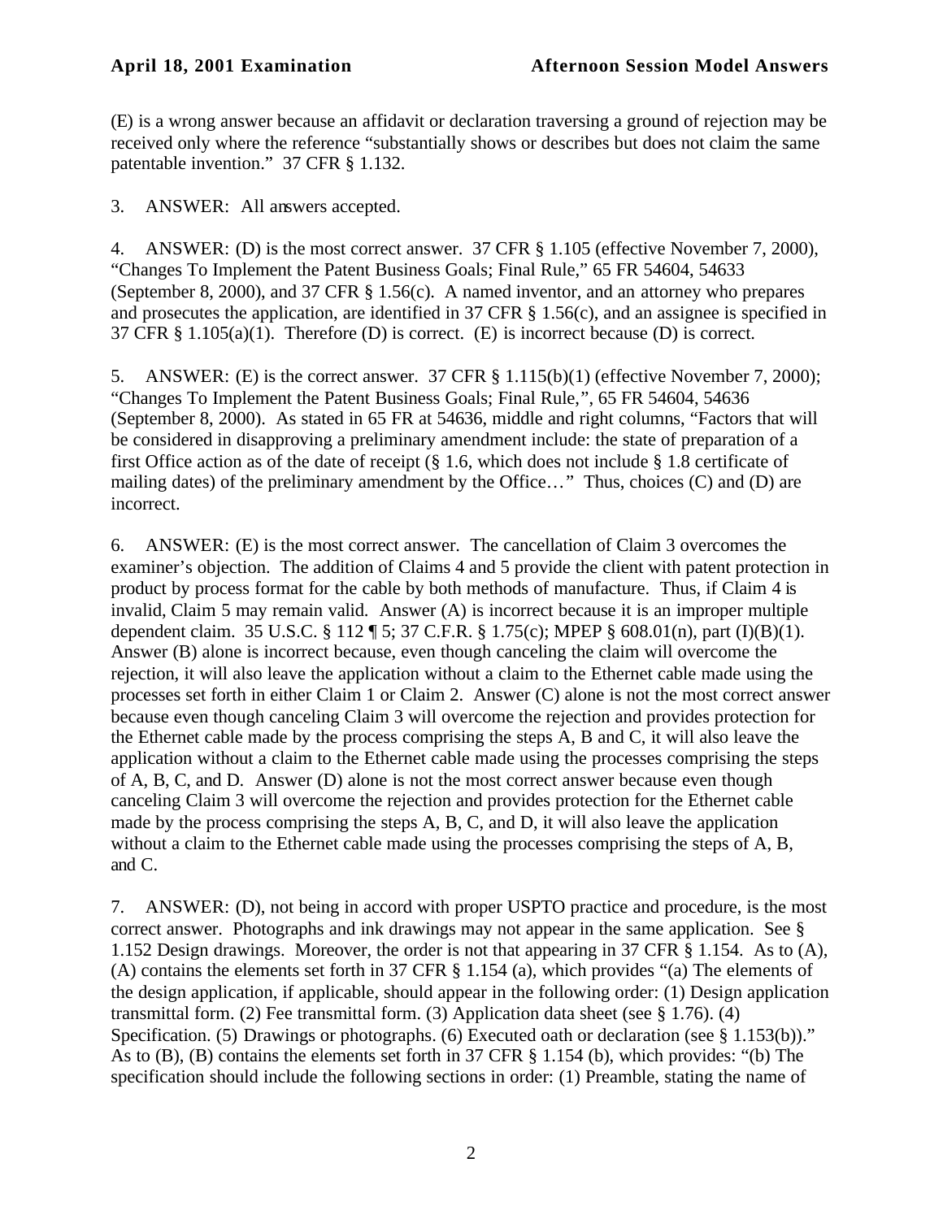(E) is a wrong answer because an affidavit or declaration traversing a ground of rejection may be received only where the reference "substantially shows or describes but does not claim the same patentable invention." 37 CFR § 1.132.

3. ANSWER: All answers accepted.

4. ANSWER: (D) is the most correct answer. 37 CFR § 1.105 (effective November 7, 2000), "Changes To Implement the Patent Business Goals; Final Rule," 65 FR 54604, 54633 (September 8, 2000), and 37 CFR § 1.56(c). A named inventor, and an attorney who prepares and prosecutes the application, are identified in 37 CFR § 1.56(c), and an assignee is specified in 37 CFR § 1.105(a)(1). Therefore (D) is correct. (E) is incorrect because (D) is correct.

5. ANSWER: (E) is the correct answer. 37 CFR § 1.115(b)(1) (effective November 7, 2000); "Changes To Implement the Patent Business Goals; Final Rule,", 65 FR 54604, 54636 (September 8, 2000). As stated in 65 FR at 54636, middle and right columns, "Factors that will be considered in disapproving a preliminary amendment include: the state of preparation of a first Office action as of the date of receipt (§ 1.6, which does not include § 1.8 certificate of mailing dates) of the preliminary amendment by the Office…" Thus, choices (C) and (D) are incorrect.

6. ANSWER: (E) is the most correct answer. The cancellation of Claim 3 overcomes the examiner's objection. The addition of Claims 4 and 5 provide the client with patent protection in product by process format for the cable by both methods of manufacture. Thus, if Claim 4 is invalid, Claim 5 may remain valid. Answer (A) is incorrect because it is an improper multiple dependent claim. 35 U.S.C. § 112 ¶ 5; 37 C.F.R. § 1.75(c); MPEP § 608.01(n), part (I)(B)(1). Answer (B) alone is incorrect because, even though canceling the claim will overcome the rejection, it will also leave the application without a claim to the Ethernet cable made using the processes set forth in either Claim 1 or Claim 2. Answer (C) alone is not the most correct answer because even though canceling Claim 3 will overcome the rejection and provides protection for the Ethernet cable made by the process comprising the steps A, B and C, it will also leave the application without a claim to the Ethernet cable made using the processes comprising the steps of A, B, C, and D. Answer (D) alone is not the most correct answer because even though canceling Claim 3 will overcome the rejection and provides protection for the Ethernet cable made by the process comprising the steps A, B, C, and D, it will also leave the application without a claim to the Ethernet cable made using the processes comprising the steps of A, B, and C.

7. ANSWER: (D), not being in accord with proper USPTO practice and procedure, is the most correct answer. Photographs and ink drawings may not appear in the same application. See § 1.152 Design drawings. Moreover, the order is not that appearing in 37 CFR § 1.154. As to (A), (A) contains the elements set forth in 37 CFR § 1.154 (a), which provides "(a) The elements of the design application, if applicable, should appear in the following order: (1) Design application transmittal form. (2) Fee transmittal form. (3) Application data sheet (see § 1.76). (4) Specification. (5) Drawings or photographs. (6) Executed oath or declaration (see § 1.153(b))." As to (B), (B) contains the elements set forth in 37 CFR § 1.154 (b), which provides: "(b) The specification should include the following sections in order: (1) Preamble, stating the name of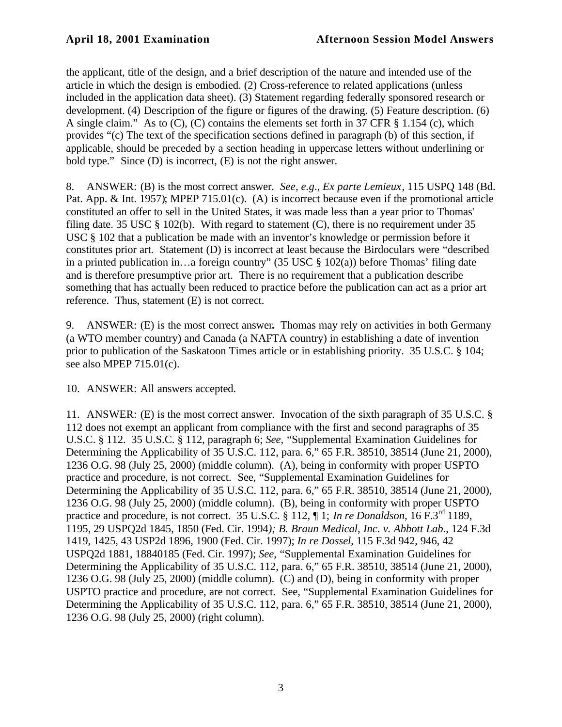the applicant, title of the design, and a brief description of the nature and intended use of the article in which the design is embodied. (2) Cross-reference to related applications (unless included in the application data sheet). (3) Statement regarding federally sponsored research or development. (4) Description of the figure or figures of the drawing. (5) Feature description. (6) A single claim." As to (C), (C) contains the elements set forth in 37 CFR § 1.154 (c), which provides "(c) The text of the specification sections defined in paragraph (b) of this section, if applicable, should be preceded by a section heading in uppercase letters without underlining or bold type." Since (D) is incorrect, (E) is not the right answer.

8. ANSWER: (B) is the most correct answer. *See, e.g.*, *Ex parte Lemieux*, 115 USPQ 148 (Bd. Pat. App. & Int. 1957); MPEP 715.01(c). (A) is incorrect because even if the promotional article constituted an offer to sell in the United States, it was made less than a year prior to Thomas' filing date. 35 USC § 102(b). With regard to statement (C), there is no requirement under 35 USC § 102 that a publication be made with an inventor's knowledge or permission before it constitutes prior art. Statement (D) is incorrect at least because the Birdoculars were "described in a printed publication in…a foreign country" (35 USC § 102(a)) before Thomas' filing date and is therefore presumptive prior art. There is no requirement that a publication describe something that has actually been reduced to practice before the publication can act as a prior art reference. Thus, statement (E) is not correct.

9. ANSWER: (E) is the most correct answer**.** Thomas may rely on activities in both Germany (a WTO member country) and Canada (a NAFTA country) in establishing a date of invention prior to publication of the Saskatoon Times article or in establishing priority. 35 U.S.C. § 104; see also MPEP 715.01(c).

10. ANSWER: All answers accepted.

11. ANSWER: (E) is the most correct answer. Invocation of the sixth paragraph of 35 U.S.C. § 112 does not exempt an applicant from compliance with the first and second paragraphs of 35 U.S.C. § 112. 35 U.S.C. § 112, paragraph 6; *See,* "Supplemental Examination Guidelines for Determining the Applicability of 35 U.S.C. 112, para. 6," 65 F.R. 38510, 38514 (June 21, 2000), 1236 O.G. 98 (July 25, 2000) (middle column). (A), being in conformity with proper USPTO practice and procedure, is not correct. See, "Supplemental Examination Guidelines for Determining the Applicability of 35 U.S.C. 112, para. 6," 65 F.R. 38510, 38514 (June 21, 2000), 1236 O.G. 98 (July 25, 2000) (middle column). (B), being in conformity with proper USPTO practice and procedure, is not correct. 35 U.S.C. § 112, ¶ 1; *In re Donaldson*, 16 F.3rd 1189, 1195, 29 USPQ2d 1845, 1850 (Fed. Cir. 1994*); B. Braun Medical, Inc. v. Abbott Lab.*, 124 F.3d 1419, 1425, 43 USP2d 1896, 1900 (Fed. Cir. 1997); *In re Dossel*, 115 F.3d 942, 946, 42 USPQ2d 1881, 18840185 (Fed. Cir. 1997); *See*, "Supplemental Examination Guidelines for Determining the Applicability of 35 U.S.C. 112, para. 6," 65 F.R. 38510, 38514 (June 21, 2000), 1236 O.G. 98 (July 25, 2000) (middle column). (C) and (D), being in conformity with proper USPTO practice and procedure, are not correct. See, "Supplemental Examination Guidelines for Determining the Applicability of 35 U.S.C. 112, para. 6," 65 F.R. 38510, 38514 (June 21, 2000), 1236 O.G. 98 (July 25, 2000) (right column).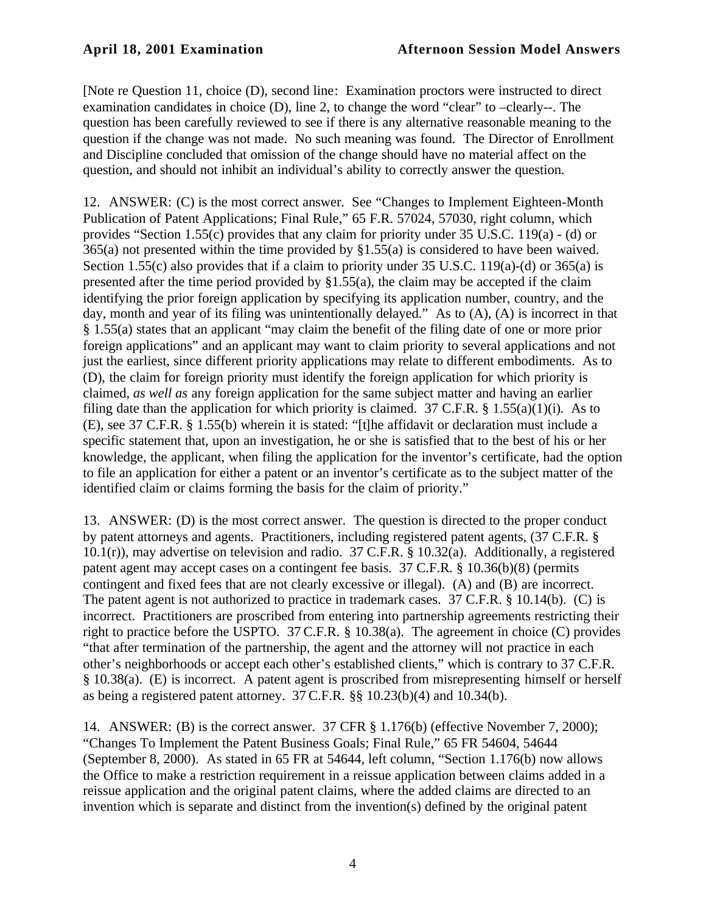[Note re Question 11, choice (D), second line: Examination proctors were instructed to direct examination candidates in choice (D), line 2, to change the word "clear" to –clearly--. The question has been carefully reviewed to see if there is any alternative reasonable meaning to the question if the change was not made. No such meaning was found. The Director of Enrollment and Discipline concluded that omission of the change should have no material affect on the question, and should not inhibit an individual's ability to correctly answer the question.

12. ANSWER: (C) is the most correct answer. See "Changes to Implement Eighteen-Month Publication of Patent Applications; Final Rule," 65 F.R. 57024, 57030, right column, which provides "Section 1.55(c) provides that any claim for priority under 35 U.S.C. 119(a) - (d) or 365(a) not presented within the time provided by §1.55(a) is considered to have been waived. Section 1.55(c) also provides that if a claim to priority under 35 U.S.C. 119(a)-(d) or 365(a) is presented after the time period provided by §1.55(a), the claim may be accepted if the claim identifying the prior foreign application by specifying its application number, country, and the day, month and year of its filing was unintentionally delayed." As to (A), (A) is incorrect in that § 1.55(a) states that an applicant "may claim the benefit of the filing date of one or more prior foreign applications" and an applicant may want to claim priority to several applications and not just the earliest, since different priority applications may relate to different embodiments. As to (D), the claim for foreign priority must identify the foreign application for which priority is claimed, *as well as* any foreign application for the same subject matter and having an earlier filing date than the application for which priority is claimed. 37 C.F.R. § 1.55(a)(1)(i). As to (E), see 37 C.F.R. § 1.55(b) wherein it is stated: "[t]he affidavit or declaration must include a specific statement that, upon an investigation, he or she is satisfied that to the best of his or her knowledge, the applicant, when filing the application for the inventor's certificate, had the option to file an application for either a patent or an inventor's certificate as to the subject matter of the identified claim or claims forming the basis for the claim of priority."

13. ANSWER: (D) is the most correct answer. The question is directed to the proper conduct by patent attorneys and agents. Practitioners, including registered patent agents, (37 C.F.R. § 10.1(r)), may advertise on television and radio. 37 C.F.R. § 10.32(a). Additionally, a registered patent agent may accept cases on a contingent fee basis. 37 C.F.R. § 10.36(b)(8) (permits contingent and fixed fees that are not clearly excessive or illegal). (A) and (B) are incorrect. The patent agent is not authorized to practice in trademark cases. 37 C.F.R. § 10.14(b). (C) is incorrect. Practitioners are proscribed from entering into partnership agreements restricting their right to practice before the USPTO. 37 C.F.R. § 10.38(a). The agreement in choice (C) provides "that after termination of the partnership, the agent and the attorney will not practice in each other's neighborhoods or accept each other's established clients," which is contrary to 37 C.F.R. § 10.38(a). (E) is incorrect. A patent agent is proscribed from misrepresenting himself or herself as being a registered patent attorney. 37 C.F.R. §§ 10.23(b)(4) and 10.34(b).

14. ANSWER: (B) is the correct answer. 37 CFR § 1.176(b) (effective November 7, 2000); "Changes To Implement the Patent Business Goals; Final Rule," 65 FR 54604, 54644 (September 8, 2000). As stated in 65 FR at 54644, left column, "Section 1.176(b) now allows the Office to make a restriction requirement in a reissue application between claims added in a reissue application and the original patent claims, where the added claims are directed to an invention which is separate and distinct from the invention(s) defined by the original patent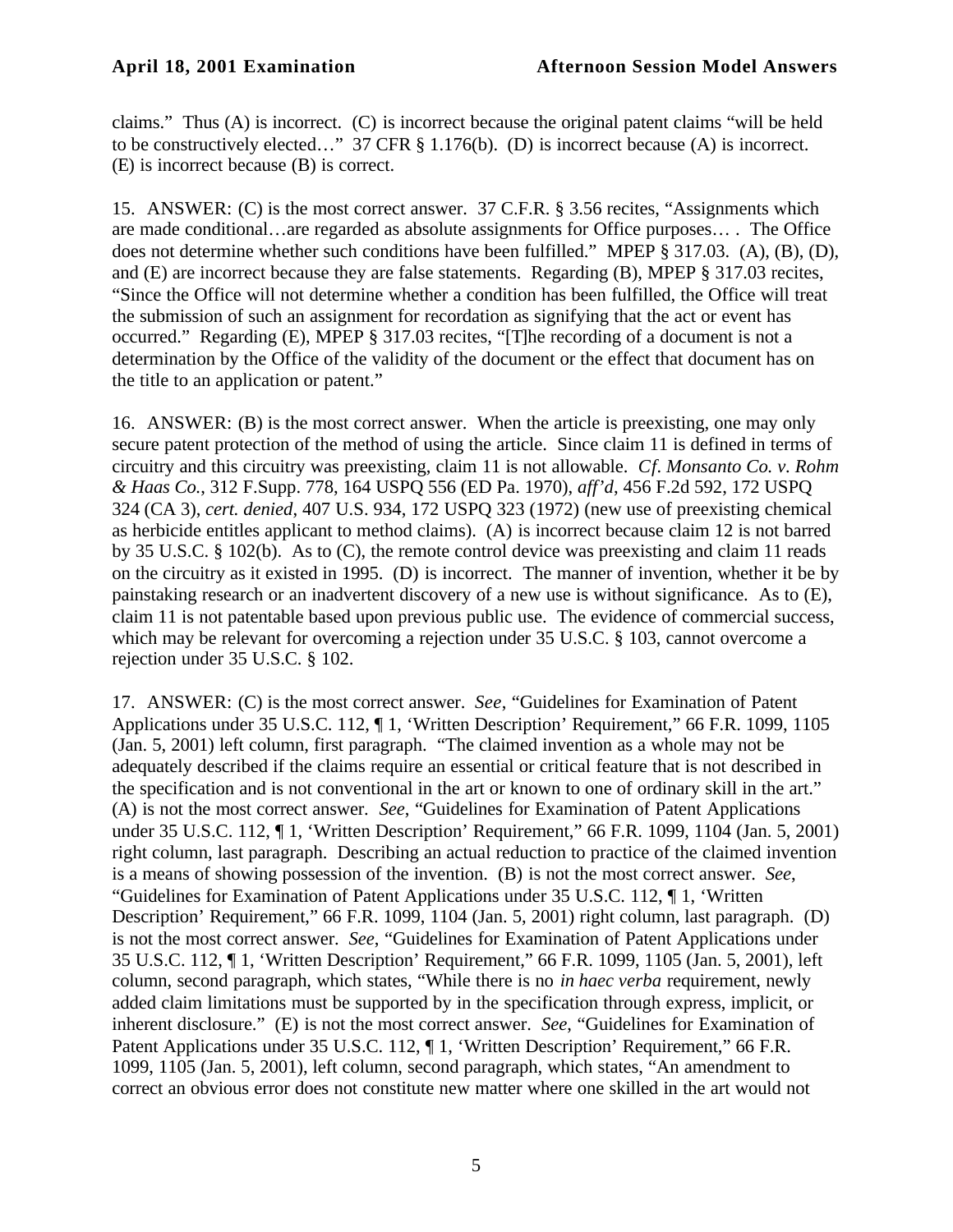claims." Thus (A) is incorrect. (C) is incorrect because the original patent claims "will be held to be constructively elected…" 37 CFR § 1.176(b). (D) is incorrect because (A) is incorrect. (E) is incorrect because (B) is correct.

15. ANSWER: (C) is the most correct answer. 37 C.F.R. § 3.56 recites, "Assignments which are made conditional…are regarded as absolute assignments for Office purposes… . The Office does not determine whether such conditions have been fulfilled." MPEP § 317.03. (A), (B), (D), and (E) are incorrect because they are false statements. Regarding (B), MPEP § 317.03 recites, "Since the Office will not determine whether a condition has been fulfilled, the Office will treat the submission of such an assignment for recordation as signifying that the act or event has occurred." Regarding (E), MPEP § 317.03 recites, "[T]he recording of a document is not a determination by the Office of the validity of the document or the effect that document has on the title to an application or patent."

16. ANSWER: (B) is the most correct answer. When the article is preexisting, one may only secure patent protection of the method of using the article. Since claim 11 is defined in terms of circuitry and this circuitry was preexisting, claim 11 is not allowable. *Cf. Monsanto Co. v. Rohm & Haas Co.*, 312 F.Supp. 778, 164 USPQ 556 (ED Pa. 1970), *aff'd*, 456 F.2d 592, 172 USPQ 324 (CA 3), *cert. denied*, 407 U.S. 934, 172 USPQ 323 (1972) (new use of preexisting chemical as herbicide entitles applicant to method claims). (A) is incorrect because claim 12 is not barred by 35 U.S.C. § 102(b). As to (C), the remote control device was preexisting and claim 11 reads on the circuitry as it existed in 1995. (D) is incorrect. The manner of invention, whether it be by painstaking research or an inadvertent discovery of a new use is without significance. As to (E), claim 11 is not patentable based upon previous public use. The evidence of commercial success, which may be relevant for overcoming a rejection under 35 U.S.C. § 103, cannot overcome a rejection under 35 U.S.C. § 102.

17. ANSWER: (C) is the most correct answer. *See*, "Guidelines for Examination of Patent Applications under 35 U.S.C. 112, ¶ 1, 'Written Description' Requirement," 66 F.R. 1099, 1105 (Jan. 5, 2001) left column, first paragraph. "The claimed invention as a whole may not be adequately described if the claims require an essential or critical feature that is not described in the specification and is not conventional in the art or known to one of ordinary skill in the art." (A) is not the most correct answer. *See*, "Guidelines for Examination of Patent Applications under 35 U.S.C. 112, ¶ 1, 'Written Description' Requirement," 66 F.R. 1099, 1104 (Jan. 5, 2001) right column, last paragraph. Describing an actual reduction to practice of the claimed invention is a means of showing possession of the invention. (B) is not the most correct answer. *See*, "Guidelines for Examination of Patent Applications under 35 U.S.C. 112, ¶ 1, 'Written Description' Requirement," 66 F.R. 1099, 1104 (Jan. 5, 2001) right column, last paragraph. (D) is not the most correct answer. *See*, "Guidelines for Examination of Patent Applications under 35 U.S.C. 112, ¶ 1, 'Written Description' Requirement," 66 F.R. 1099, 1105 (Jan. 5, 2001), left column, second paragraph, which states, "While there is no *in haec verba* requirement, newly added claim limitations must be supported by in the specification through express, implicit, or inherent disclosure." (E) is not the most correct answer. *See*, "Guidelines for Examination of Patent Applications under 35 U.S.C. 112, ¶ 1, 'Written Description' Requirement," 66 F.R. 1099, 1105 (Jan. 5, 2001), left column, second paragraph, which states, "An amendment to correct an obvious error does not constitute new matter where one skilled in the art would not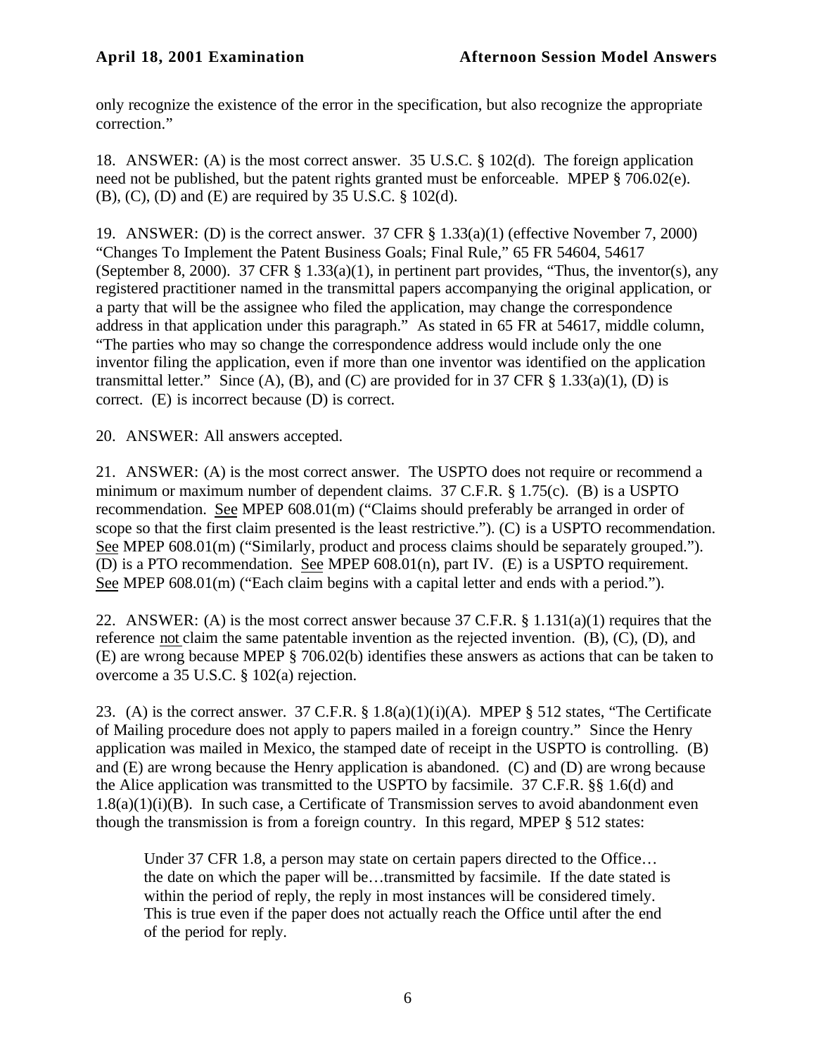only recognize the existence of the error in the specification, but also recognize the appropriate correction."

18. ANSWER: (A) is the most correct answer. 35 U.S.C. § 102(d). The foreign application need not be published, but the patent rights granted must be enforceable. MPEP § 706.02(e). (B), (C), (D) and (E) are required by 35 U.S.C. § 102(d).

19. ANSWER: (D) is the correct answer. 37 CFR § 1.33(a)(1) (effective November 7, 2000) "Changes To Implement the Patent Business Goals; Final Rule," 65 FR 54604, 54617 (September 8, 2000). 37 CFR § 1.33(a)(1), in pertinent part provides, "Thus, the inventor(s), any registered practitioner named in the transmittal papers accompanying the original application, or a party that will be the assignee who filed the application, may change the correspondence address in that application under this paragraph." As stated in 65 FR at 54617, middle column, "The parties who may so change the correspondence address would include only the one inventor filing the application, even if more than one inventor was identified on the application transmittal letter." Since (A), (B), and (C) are provided for in 37 CFR § 1.33(a)(1), (D) is correct. (E) is incorrect because (D) is correct.

20. ANSWER: All answers accepted.

21. ANSWER: (A) is the most correct answer. The USPTO does not require or recommend a minimum or maximum number of dependent claims. 37 C.F.R. § 1.75(c). (B) is a USPTO recommendation. See MPEP 608.01(m) ("Claims should preferably be arranged in order of scope so that the first claim presented is the least restrictive."). (C) is a USPTO recommendation. See MPEP 608.01(m) ("Similarly, product and process claims should be separately grouped."). (D) is a PTO recommendation. See MPEP 608.01(n), part IV. (E) is a USPTO requirement. See MPEP 608.01(m) ("Each claim begins with a capital letter and ends with a period.").

22. ANSWER: (A) is the most correct answer because 37 C.F.R. § 1.131(a)(1) requires that the reference not claim the same patentable invention as the rejected invention. (B), (C), (D), and (E) are wrong because MPEP § 706.02(b) identifies these answers as actions that can be taken to overcome a 35 U.S.C. § 102(a) rejection.

23. (A) is the correct answer. 37 C.F.R. § 1.8(a)(1)(i)(A). MPEP § 512 states, "The Certificate of Mailing procedure does not apply to papers mailed in a foreign country." Since the Henry application was mailed in Mexico, the stamped date of receipt in the USPTO is controlling. (B) and (E) are wrong because the Henry application is abandoned. (C) and (D) are wrong because the Alice application was transmitted to the USPTO by facsimile. 37 C.F.R. §§ 1.6(d) and 1.8(a)(1)(i)(B). In such case, a Certificate of Transmission serves to avoid abandonment even though the transmission is from a foreign country. In this regard, MPEP § 512 states:

> Under 37 CFR 1.8, a person may state on certain papers directed to the Office… the date on which the paper will be…transmitted by facsimile. If the date stated is within the period of reply, the reply in most instances will be considered timely. This is true even if the paper does not actually reach the Office until after the end of the period for reply.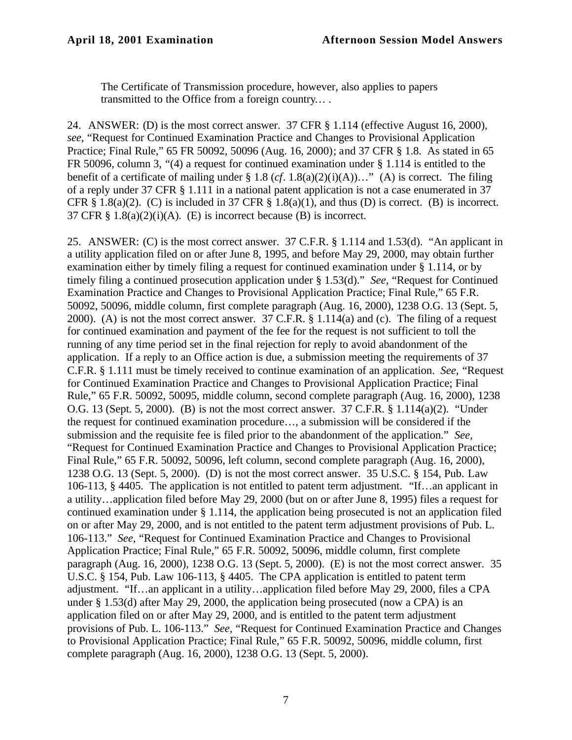The Certificate of Transmission procedure, however, also applies to papers transmitted to the Office from a foreign country… .

24. ANSWER: (D) is the most correct answer. 37 CFR § 1.114 (effective August 16, 2000), *see*, "Request for Continued Examination Practice and Changes to Provisional Application Practice; Final Rule," 65 FR 50092, 50096 (Aug. 16, 2000); and 37 CFR § 1.8. As stated in 65 FR 50096, column 3, "(4) a request for continued examination under § 1.114 is entitled to the benefit of a certificate of mailing under § 1.8 (*cf*. 1.8(a)(2)(i)(A))…" (A) is correct. The filing of a reply under 37 CFR § 1.111 in a national patent application is not a case enumerated in 37 CFR § 1.8(a)(2). (C) is included in 37 CFR § 1.8(a)(1), and thus (D) is correct. (B) is incorrect. 37 CFR § 1.8(a)(2)(i)(A). (E) is incorrect because (B) is incorrect.

25. ANSWER: (C) is the most correct answer. 37 C.F.R. § 1.114 and 1.53(d). "An applicant in a utility application filed on or after June 8, 1995, and before May 29, 2000, may obtain further examination either by timely filing a request for continued examination under § 1.114, or by timely filing a continued prosecution application under § 1.53(d)." *See*, "Request for Continued Examination Practice and Changes to Provisional Application Practice; Final Rule," 65 F.R. 50092, 50096, middle column, first complete paragraph (Aug. 16, 2000), 1238 O.G. 13 (Sept. 5, 2000). (A) is not the most correct answer. 37 C.F.R. § 1.114(a) and (c). The filing of a request for continued examination and payment of the fee for the request is not sufficient to toll the running of any time period set in the final rejection for reply to avoid abandonment of the application. If a reply to an Office action is due, a submission meeting the requirements of 37 C.F.R. § 1.111 must be timely received to continue examination of an application. *See*, "Request for Continued Examination Practice and Changes to Provisional Application Practice; Final Rule," 65 F.R. 50092, 50095, middle column, second complete paragraph (Aug. 16, 2000), 1238 O.G. 13 (Sept. 5, 2000). (B) is not the most correct answer. 37 C.F.R. § 1.114(a)(2). "Under the request for continued examination procedure…, a submission will be considered if the submission and the requisite fee is filed prior to the abandonment of the application." *See*, "Request for Continued Examination Practice and Changes to Provisional Application Practice; Final Rule," 65 F.R. 50092, 50096, left column, second complete paragraph (Aug. 16, 2000), 1238 O.G. 13 (Sept. 5, 2000). (D) is not the most correct answer. 35 U.S.C. § 154, Pub. Law 106-113, § 4405. The application is not entitled to patent term adjustment. "If…an applicant in a utility…application filed before May 29, 2000 (but on or after June 8, 1995) files a request for continued examination under § 1.114, the application being prosecuted is not an application filed on or after May 29, 2000, and is not entitled to the patent term adjustment provisions of Pub. L. 106-113." *See*, "Request for Continued Examination Practice and Changes to Provisional Application Practice; Final Rule," 65 F.R. 50092, 50096, middle column, first complete paragraph (Aug. 16, 2000), 1238 O.G. 13 (Sept. 5, 2000). (E) is not the most correct answer. 35 U.S.C. § 154, Pub. Law 106-113, § 4405. The CPA application is entitled to patent term adjustment. "If…an applicant in a utility…application filed before May 29, 2000, files a CPA under § 1.53(d) after May 29, 2000, the application being prosecuted (now a CPA) is an application filed on or after May 29, 2000, and is entitled to the patent term adjustment provisions of Pub. L. 106-113." *See*, "Request for Continued Examination Practice and Changes to Provisional Application Practice; Final Rule," 65 F.R. 50092, 50096, middle column, first complete paragraph (Aug. 16, 2000), 1238 O.G. 13 (Sept. 5, 2000).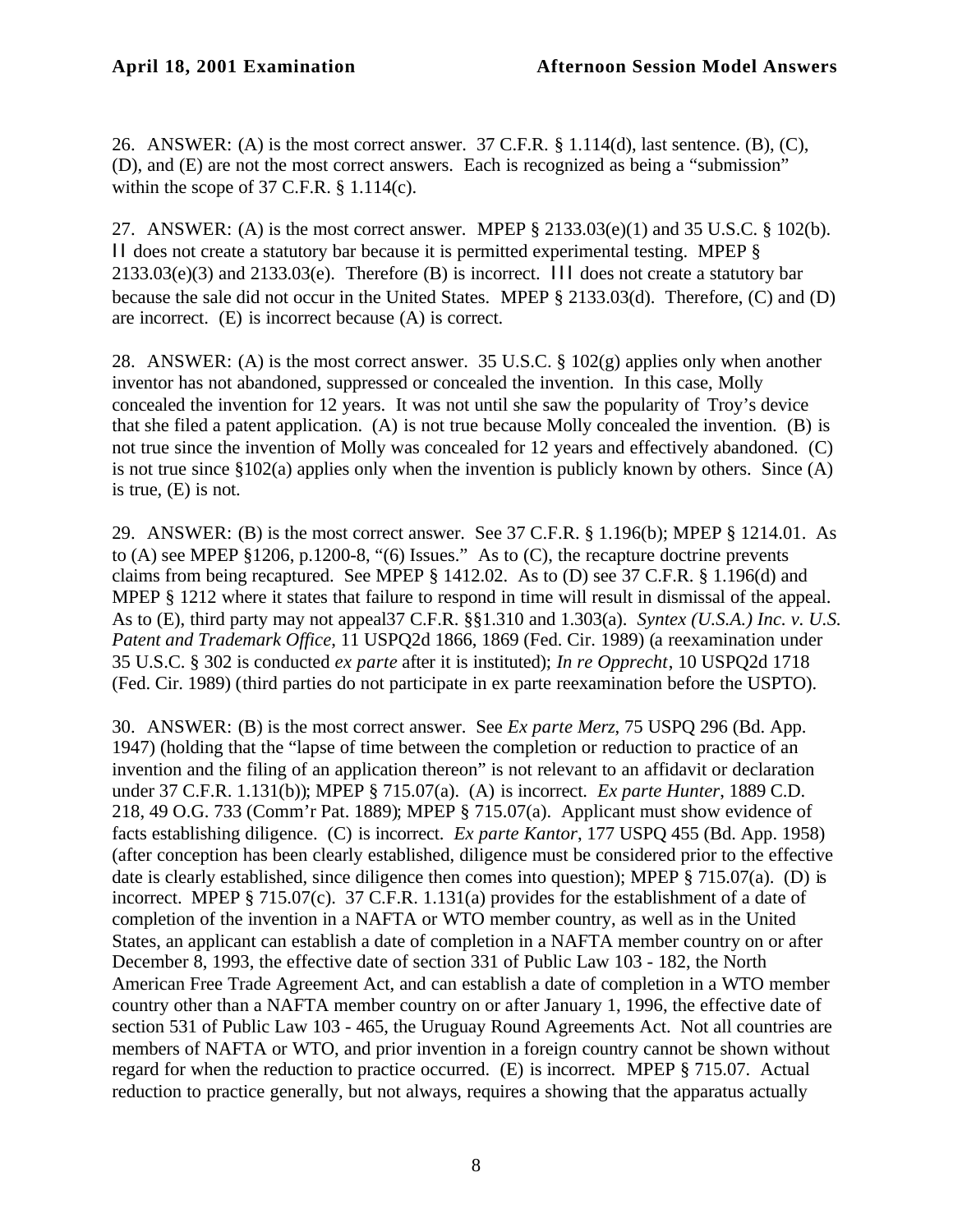26. ANSWER: (A) is the most correct answer. 37 C.F.R. § 1.114(d), last sentence. (B), (C), (D), and (E) are not the most correct answers. Each is recognized as being a "submission" within the scope of 37 C.F.R. § 1.114(c).

27. ANSWER: (A) is the most correct answer. MPEP § 2133.03(e)(1) and 35 U.S.C. § 102(b). II does not create a statutory bar because it is permitted experimental testing. MPEP § 2133.03(e)(3) and 2133.03(e). Therefore (B) is incorrect. III does not create a statutory bar because the sale did not occur in the United States. MPEP § 2133.03(d). Therefore, (C) and (D) are incorrect. (E) is incorrect because (A) is correct.

28. ANSWER: (A) is the most correct answer. 35 U.S.C. § 102(g) applies only when another inventor has not abandoned, suppressed or concealed the invention. In this case, Molly concealed the invention for 12 years. It was not until she saw the popularity of Troy's device that she filed a patent application. (A) is not true because Molly concealed the invention. (B) is not true since the invention of Molly was concealed for 12 years and effectively abandoned. (C) is not true since §102(a) applies only when the invention is publicly known by others. Since (A) is true, (E) is not.

29. ANSWER: (B) is the most correct answer. See 37 C.F.R. § 1.196(b); MPEP § 1214.01. As to (A) see MPEP §1206, p.1200-8, "(6) Issues." As to (C), the recapture doctrine prevents claims from being recaptured. See MPEP § 1412.02. As to (D) see 37 C.F.R. § 1.196(d) and MPEP § 1212 where it states that failure to respond in time will result in dismissal of the appeal. As to (E), third party may not appeal37 C.F.R. §§1.310 and 1.303(a). *Syntex (U.S.A.) Inc. v. U.S. Patent and Trademark Office*, 11 USPQ2d 1866, 1869 (Fed. Cir. 1989) (a reexamination under 35 U.S.C. § 302 is conducted *ex parte* after it is instituted); *In re Opprecht*, 10 USPQ2d 1718 (Fed. Cir. 1989) (third parties do not participate in ex parte reexamination before the USPTO).

30. ANSWER: (B) is the most correct answer. See *Ex parte Merz*, 75 USPQ 296 (Bd. App. 1947) (holding that the "lapse of time between the completion or reduction to practice of an invention and the filing of an application thereon" is not relevant to an affidavit or declaration under 37 C.F.R. 1.131(b)); MPEP § 715.07(a). (A) is incorrect. *Ex parte Hunter*, 1889 C.D. 218, 49 O.G. 733 (Comm'r Pat. 1889); MPEP § 715.07(a). Applicant must show evidence of facts establishing diligence. (C) is incorrect. *Ex parte Kantor*, 177 USPQ 455 (Bd. App. 1958) (after conception has been clearly established, diligence must be considered prior to the effective date is clearly established, since diligence then comes into question); MPEP § 715.07(a). (D) is incorrect. MPEP § 715.07(c). 37 C.F.R. 1.131(a) provides for the establishment of a date of completion of the invention in a NAFTA or WTO member country, as well as in the United States, an applicant can establish a date of completion in a NAFTA member country on or after December 8, 1993, the effective date of section 331 of Public Law 103 - 182, the North American Free Trade Agreement Act, and can establish a date of completion in a WTO member country other than a NAFTA member country on or after January 1, 1996, the effective date of section 531 of Public Law 103 - 465, the Uruguay Round Agreements Act. Not all countries are members of NAFTA or WTO, and prior invention in a foreign country cannot be shown without regard for when the reduction to practice occurred. (E) is incorrect. MPEP § 715.07. Actual reduction to practice generally, but not always, requires a showing that the apparatus actually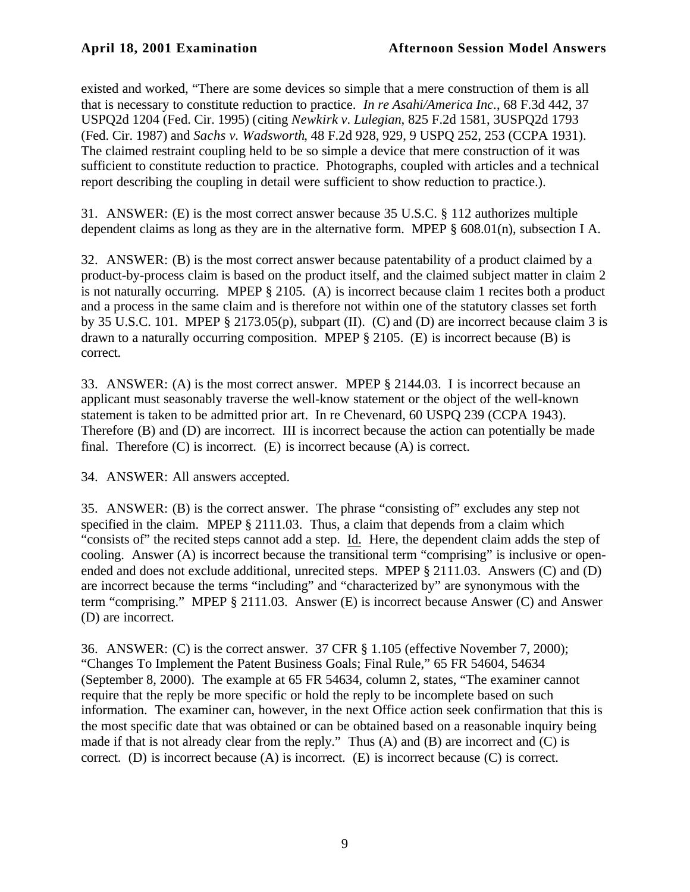existed and worked, "There are some devices so simple that a mere construction of them is all that is necessary to constitute reduction to practice. *In re Asahi/America Inc.*, 68 F.3d 442, 37 USPQ2d 1204 (Fed. Cir. 1995) (citing *Newkirk v. Lulegian*, 825 F.2d 1581, 3USPQ2d 1793 (Fed. Cir. 1987) and *Sachs v. Wadsworth*, 48 F.2d 928, 929, 9 USPQ 252, 253 (CCPA 1931). The claimed restraint coupling held to be so simple a device that mere construction of it was sufficient to constitute reduction to practice. Photographs, coupled with articles and a technical report describing the coupling in detail were sufficient to show reduction to practice.).

31. ANSWER: (E) is the most correct answer because 35 U.S.C. § 112 authorizes multiple dependent claims as long as they are in the alternative form. MPEP § 608.01(n), subsection I A.

32. ANSWER: (B) is the most correct answer because patentability of a product claimed by a product-by-process claim is based on the product itself, and the claimed subject matter in claim 2 is not naturally occurring. MPEP § 2105. (A) is incorrect because claim 1 recites both a product and a process in the same claim and is therefore not within one of the statutory classes set forth by 35 U.S.C. 101. MPEP § 2173.05(p), subpart (II). (C) and (D) are incorrect because claim 3 is drawn to a naturally occurring composition. MPEP § 2105. (E) is incorrect because (B) is correct.

33. ANSWER: (A) is the most correct answer. MPEP § 2144.03. I is incorrect because an applicant must seasonably traverse the well-know statement or the object of the well-known statement is taken to be admitted prior art. In re Chevenard, 60 USPQ 239 (CCPA 1943). Therefore (B) and (D) are incorrect. III is incorrect because the action can potentially be made final. Therefore (C) is incorrect. (E) is incorrect because (A) is correct.

34. ANSWER: All answers accepted.

35. ANSWER: (B) is the correct answer. The phrase "consisting of" excludes any step not specified in the claim. MPEP § 2111.03. Thus, a claim that depends from a claim which "consists of" the recited steps cannot add a step. Id. Here, the dependent claim adds the step of cooling. Answer (A) is incorrect because the transitional term "comprising" is inclusive or open-ended and does not exclude additional, unrecited steps. MPEP § 2111.03. Answers (C) and (D) are incorrect because the terms "including" and "characterized by" are synonymous with the term "comprising." MPEP § 2111.03. Answer (E) is incorrect because Answer (C) and Answer (D) are incorrect.

36. ANSWER: (C) is the correct answer. 37 CFR § 1.105 (effective November 7, 2000); "Changes To Implement the Patent Business Goals; Final Rule," 65 FR 54604, 54634 (September 8, 2000). The example at 65 FR 54634, column 2, states, "The examiner cannot require that the reply be more specific or hold the reply to be incomplete based on such information. The examiner can, however, in the next Office action seek confirmation that this is the most specific date that was obtained or can be obtained based on a reasonable inquiry being made if that is not already clear from the reply." Thus (A) and (B) are incorrect and (C) is correct. (D) is incorrect because (A) is incorrect. (E) is incorrect because (C) is correct.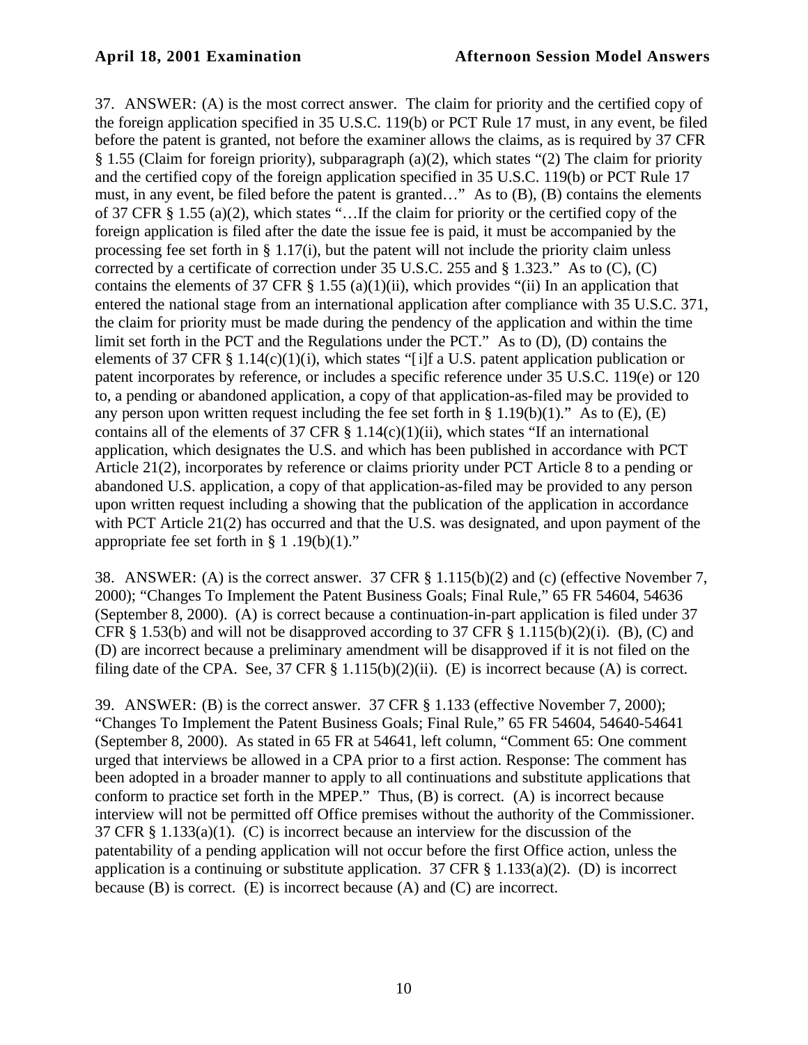37. ANSWER: (A) is the most correct answer. The claim for priority and the certified copy of the foreign application specified in 35 U.S.C. 119(b) or PCT Rule 17 must, in any event, be filed before the patent is granted, not before the examiner allows the claims, as is required by 37 CFR § 1.55 (Claim for foreign priority), subparagraph (a)(2), which states "(2) The claim for priority and the certified copy of the foreign application specified in 35 U.S.C. 119(b) or PCT Rule 17 must, in any event, be filed before the patent is granted…" As to (B), (B) contains the elements of 37 CFR § 1.55 (a)(2), which states "…If the claim for priority or the certified copy of the foreign application is filed after the date the issue fee is paid, it must be accompanied by the processing fee set forth in § 1.17(i), but the patent will not include the priority claim unless corrected by a certificate of correction under 35 U.S.C. 255 and § 1.323." As to (C), (C) contains the elements of 37 CFR § 1.55 (a)(1)(ii), which provides "(ii) In an application that entered the national stage from an international application after compliance with 35 U.S.C. 371, the claim for priority must be made during the pendency of the application and within the time limit set forth in the PCT and the Regulations under the PCT." As to (D), (D) contains the elements of 37 CFR § 1.14(c)(1)(i), which states "[i]f a U.S. patent application publication or patent incorporates by reference, or includes a specific reference under 35 U.S.C. 119(e) or 120 to, a pending or abandoned application, a copy of that application-as-filed may be provided to any person upon written request including the fee set forth in § 1.19(b)(1)." As to (E), (E) contains all of the elements of 37 CFR § 1.14(c)(1)(ii), which states "If an international application, which designates the U.S. and which has been published in accordance with PCT Article 21(2), incorporates by reference or claims priority under PCT Article 8 to a pending or abandoned U.S. application, a copy of that application-as-filed may be provided to any person upon written request including a showing that the publication of the application in accordance with PCT Article 21(2) has occurred and that the U.S. was designated, and upon payment of the appropriate fee set forth in § 1 .19(b)(1)."

38. ANSWER: (A) is the correct answer. 37 CFR § 1.115(b)(2) and (c) (effective November 7, 2000); "Changes To Implement the Patent Business Goals; Final Rule," 65 FR 54604, 54636 (September 8, 2000). (A) is correct because a continuation-in-part application is filed under 37 CFR § 1.53(b) and will not be disapproved according to 37 CFR § 1.115(b)(2)(i). (B), (C) and (D) are incorrect because a preliminary amendment will be disapproved if it is not filed on the filing date of the CPA. See, 37 CFR § 1.115(b)(2)(ii). (E) is incorrect because (A) is correct.

39. ANSWER: (B) is the correct answer. 37 CFR § 1.133 (effective November 7, 2000); "Changes To Implement the Patent Business Goals; Final Rule," 65 FR 54604, 54640-54641 (September 8, 2000). As stated in 65 FR at 54641, left column, "Comment 65: One comment urged that interviews be allowed in a CPA prior to a first action. Response: The comment has been adopted in a broader manner to apply to all continuations and substitute applications that conform to practice set forth in the MPEP." Thus, (B) is correct. (A) is incorrect because interview will not be permitted off Office premises without the authority of the Commissioner. 37 CFR § 1.133(a)(1). (C) is incorrect because an interview for the discussion of the patentability of a pending application will not occur before the first Office action, unless the application is a continuing or substitute application. 37 CFR § 1.133(a)(2). (D) is incorrect because (B) is correct. (E) is incorrect because (A) and (C) are incorrect.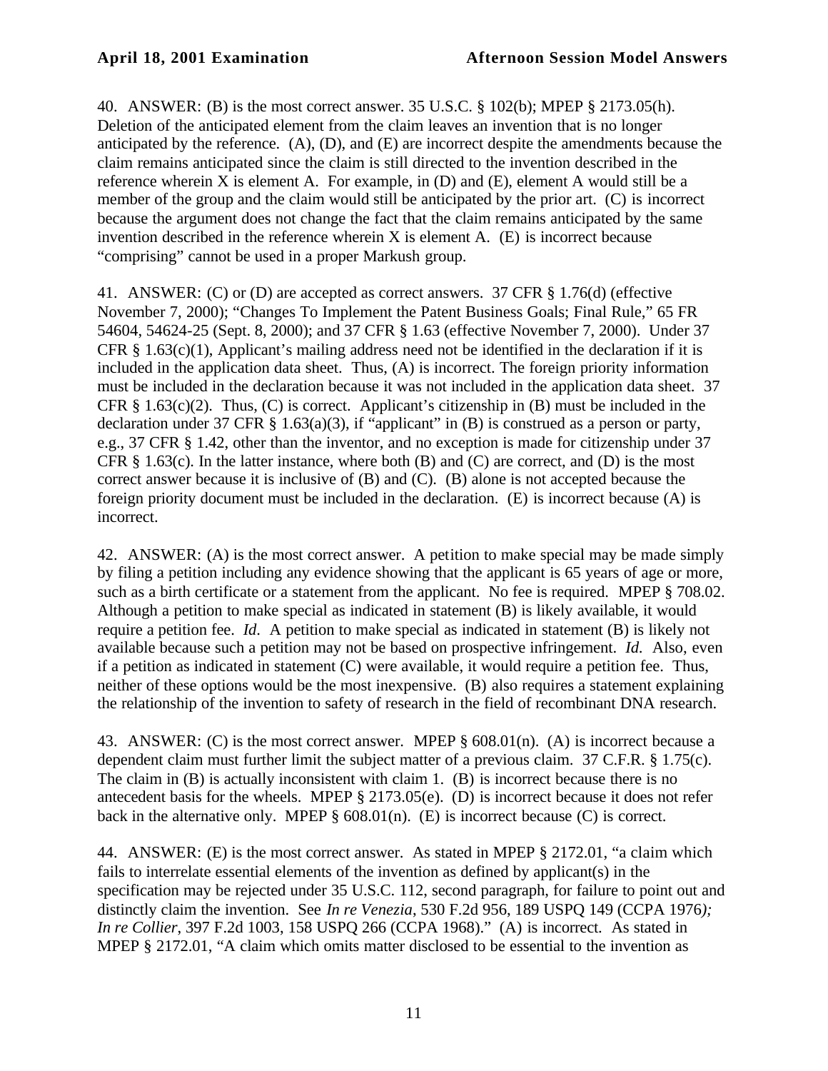40. ANSWER: (B) is the most correct answer. 35 U.S.C. § 102(b); MPEP § 2173.05(h). Deletion of the anticipated element from the claim leaves an invention that is no longer anticipated by the reference. (A), (D), and (E) are incorrect despite the amendments because the claim remains anticipated since the claim is still directed to the invention described in the reference wherein X is element A. For example, in (D) and (E), element A would still be a member of the group and the claim would still be anticipated by the prior art. (C) is incorrect because the argument does not change the fact that the claim remains anticipated by the same invention described in the reference wherein X is element A. (E) is incorrect because "comprising" cannot be used in a proper Markush group.

41. ANSWER: (C) or (D) are accepted as correct answers. 37 CFR § 1.76(d) (effective November 7, 2000); "Changes To Implement the Patent Business Goals; Final Rule," 65 FR 54604, 54624-25 (Sept. 8, 2000); and 37 CFR § 1.63 (effective November 7, 2000). Under 37 CFR § 1.63(c)(1), Applicant's mailing address need not be identified in the declaration if it is included in the application data sheet. Thus, (A) is incorrect. The foreign priority information must be included in the declaration because it was not included in the application data sheet. 37 CFR § 1.63(c)(2). Thus, (C) is correct. Applicant's citizenship in (B) must be included in the declaration under 37 CFR § 1.63(a)(3), if "applicant" in (B) is construed as a person or party, e.g., 37 CFR § 1.42, other than the inventor, and no exception is made for citizenship under 37 CFR § 1.63(c). In the latter instance, where both (B) and (C) are correct, and (D) is the most correct answer because it is inclusive of (B) and (C). (B) alone is not accepted because the foreign priority document must be included in the declaration. (E) is incorrect because (A) is incorrect.

42. ANSWER: (A) is the most correct answer. A petition to make special may be made simply by filing a petition including any evidence showing that the applicant is 65 years of age or more, such as a birth certificate or a statement from the applicant. No fee is required. MPEP § 708.02. Although a petition to make special as indicated in statement (B) is likely available, it would require a petition fee. *Id*. A petition to make special as indicated in statement (B) is likely not available because such a petition may not be based on prospective infringement. *Id*. Also, even if a petition as indicated in statement (C) were available, it would require a petition fee. Thus, neither of these options would be the most inexpensive. (B) also requires a statement explaining the relationship of the invention to safety of research in the field of recombinant DNA research.

43. ANSWER: (C) is the most correct answer. MPEP § 608.01(n). (A) is incorrect because a dependent claim must further limit the subject matter of a previous claim. 37 C.F.R. § 1.75(c). The claim in (B) is actually inconsistent with claim 1. (B) is incorrect because there is no antecedent basis for the wheels. MPEP § 2173.05(e). (D) is incorrect because it does not refer back in the alternative only. MPEP § 608.01(n). (E) is incorrect because (C) is correct.

44. ANSWER: (E) is the most correct answer. As stated in MPEP § 2172.01, "a claim which fails to interrelate essential elements of the invention as defined by applicant(s) in the specification may be rejected under 35 U.S.C. 112, second paragraph, for failure to point out and distinctly claim the invention. See *In re Venezia*, 530 F.2d 956, 189 USPQ 149 (CCPA 1976); *In re Collier*, 397 F.2d 1003, 158 USPQ 266 (CCPA 1968)." (A) is incorrect. As stated in MPEP § 2172.01, "A claim which omits matter disclosed to be essential to the invention as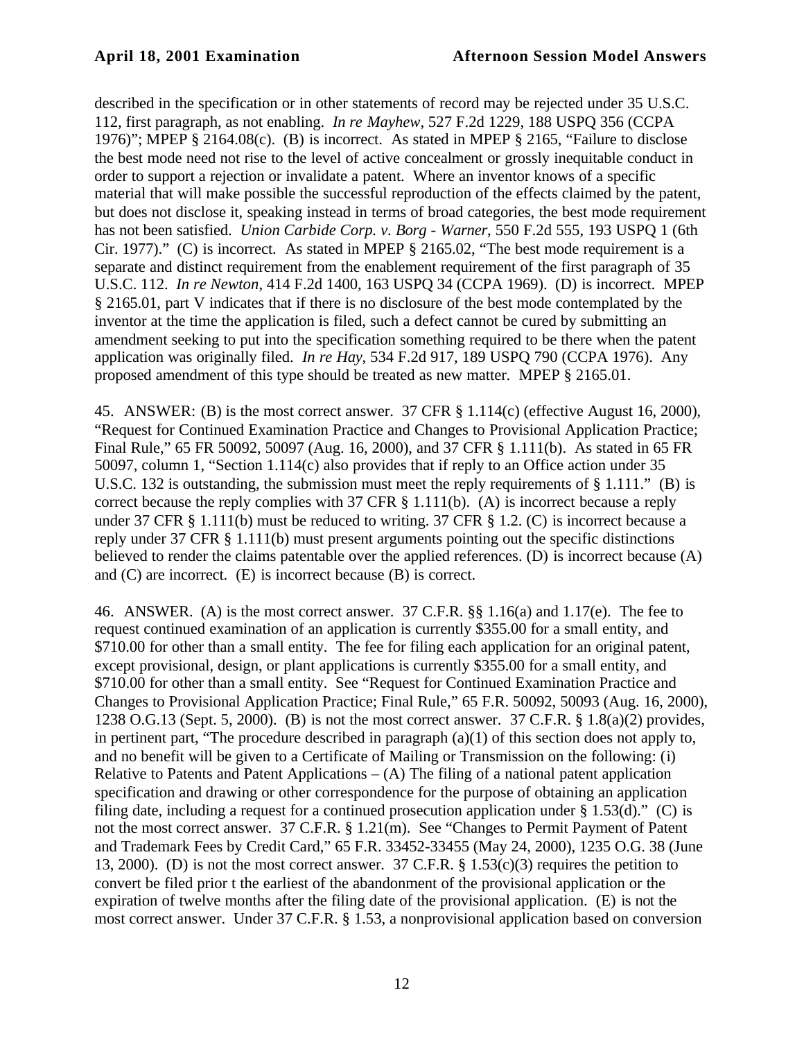described in the specification or in other statements of record may be rejected under 35 U.S.C. 112, first paragraph, as not enabling. *In re Mayhew*, 527 F.2d 1229, 188 USPQ 356 (CCPA 1976)"; MPEP § 2164.08(c). (B) is incorrect. As stated in MPEP § 2165, "Failure to disclose the best mode need not rise to the level of active concealment or grossly inequitable conduct in order to support a rejection or invalidate a patent. Where an inventor knows of a specific material that will make possible the successful reproduction of the effects claimed by the patent, but does not disclose it, speaking instead in terms of broad categories, the best mode requirement has not been satisfied. *Union Carbide Corp. v. Borg - Warner*, 550 F.2d 555, 193 USPQ 1 (6th Cir. 1977)." (C) is incorrect. As stated in MPEP § 2165.02, "The best mode requirement is a separate and distinct requirement from the enablement requirement of the first paragraph of 35 U.S.C. 112. *In re Newton*, 414 F.2d 1400, 163 USPQ 34 (CCPA 1969). (D) is incorrect. MPEP § 2165.01, part V indicates that if there is no disclosure of the best mode contemplated by the inventor at the time the application is filed, such a defect cannot be cured by submitting an amendment seeking to put into the specification something required to be there when the patent application was originally filed. *In re Hay*, 534 F.2d 917, 189 USPQ 790 (CCPA 1976). Any proposed amendment of this type should be treated as new matter. MPEP § 2165.01.

45. ANSWER: (B) is the most correct answer. 37 CFR § 1.114(c) (effective August 16, 2000), "Request for Continued Examination Practice and Changes to Provisional Application Practice; Final Rule," 65 FR 50092, 50097 (Aug. 16, 2000), and 37 CFR § 1.111(b). As stated in 65 FR 50097, column 1, "Section 1.114(c) also provides that if reply to an Office action under 35 U.S.C. 132 is outstanding, the submission must meet the reply requirements of § 1.111." (B) is correct because the reply complies with 37 CFR § 1.111(b). (A) is incorrect because a reply under 37 CFR § 1.111(b) must be reduced to writing. 37 CFR § 1.2. (C) is incorrect because a reply under 37 CFR § 1.111(b) must present arguments pointing out the specific distinctions believed to render the claims patentable over the applied references. (D) is incorrect because (A) and (C) are incorrect. (E) is incorrect because (B) is correct.

46. ANSWER. (A) is the most correct answer. 37 C.F.R. §§ 1.16(a) and 1.17(e). The fee to request continued examination of an application is currently $355.00 for a small entity, and $710.00 for other than a small entity. The fee for filing each application for an original patent, except provisional, design, or plant applications is currently $355.00 for a small entity, and $710.00 for other than a small entity. See "Request for Continued Examination Practice and Changes to Provisional Application Practice; Final Rule," 65 F.R. 50092, 50093 (Aug. 16, 2000), 1238 O.G.13 (Sept. 5, 2000). (B) is not the most correct answer. 37 C.F.R. § 1.8(a)(2) provides, in pertinent part, "The procedure described in paragraph (a)(1) of this section does not apply to, and no benefit will be given to a Certificate of Mailing or Transmission on the following: (i) Relative to Patents and Patent Applications – (A) The filing of a national patent application specification and drawing or other correspondence for the purpose of obtaining an application filing date, including a request for a continued prosecution application under § 1.53(d)." (C) is not the most correct answer. 37 C.F.R. § 1.21(m). See "Changes to Permit Payment of Patent and Trademark Fees by Credit Card," 65 F.R. 33452-33455 (May 24, 2000), 1235 O.G. 38 (June 13, 2000). (D) is not the most correct answer. 37 C.F.R. § 1.53(c)(3) requires the petition to convert be filed prior t the earliest of the abandonment of the provisional application or the expiration of twelve months after the filing date of the provisional application. (E) is not the most correct answer. Under 37 C.F.R. § 1.53, a nonprovisional application based on conversion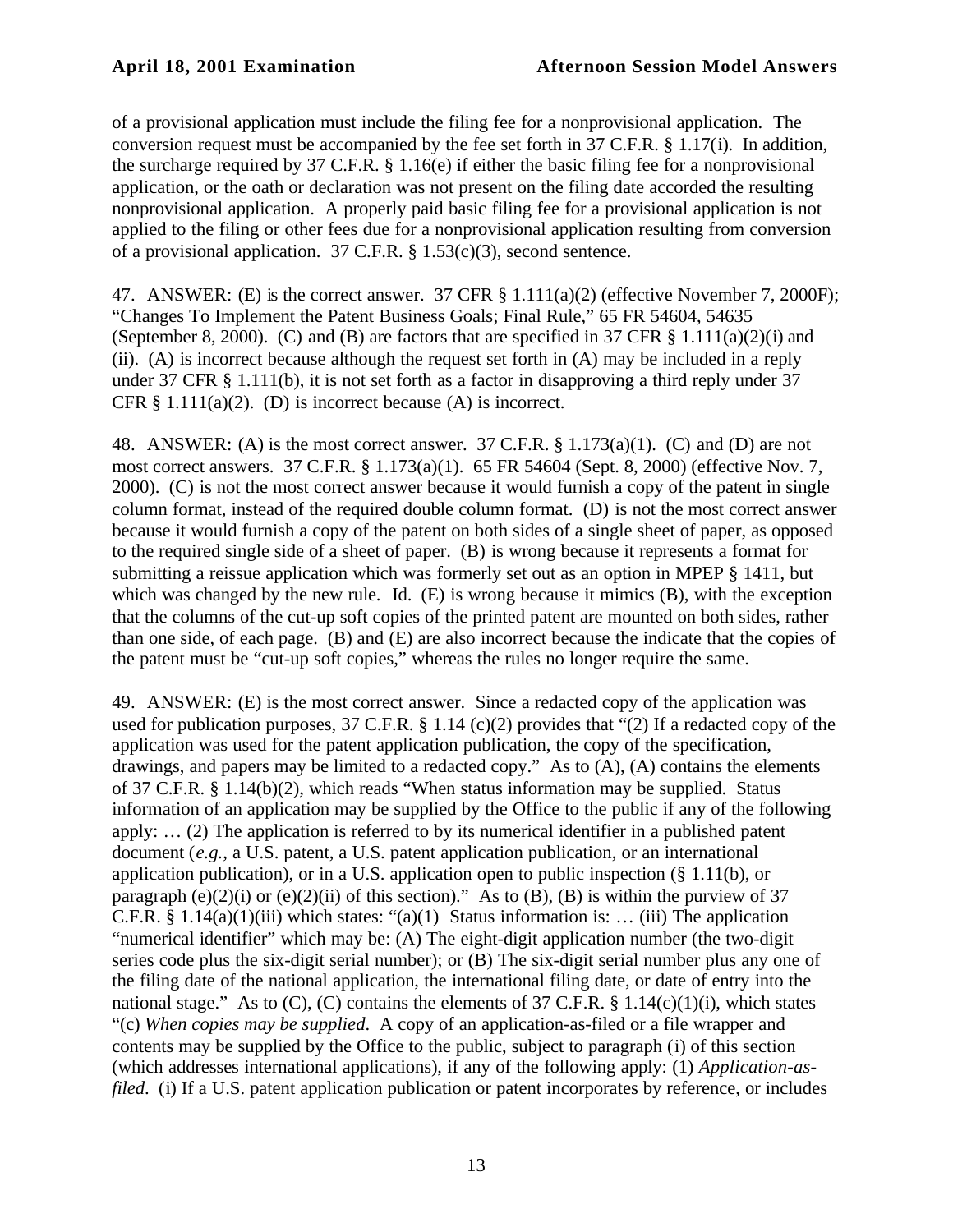of a provisional application must include the filing fee for a nonprovisional application. The conversion request must be accompanied by the fee set forth in 37 C.F.R. § 1.17(i). In addition, the surcharge required by 37 C.F.R. § 1.16(e) if either the basic filing fee for a nonprovisional application, or the oath or declaration was not present on the filing date accorded the resulting nonprovisional application. A properly paid basic filing fee for a provisional application is not applied to the filing or other fees due for a nonprovisional application resulting from conversion of a provisional application. 37 C.F.R. § 1.53(c)(3), second sentence.

47. ANSWER: (E) is the correct answer. 37 CFR § 1.111(a)(2) (effective November 7, 2000F); "Changes To Implement the Patent Business Goals; Final Rule," 65 FR 54604, 54635 (September 8, 2000). (C) and (B) are factors that are specified in 37 CFR § 1.111(a)(2)(i) and (ii). (A) is incorrect because although the request set forth in (A) may be included in a reply under 37 CFR § 1.111(b), it is not set forth as a factor in disapproving a third reply under 37 CFR § 1.111(a)(2). (D) is incorrect because (A) is incorrect.

48. ANSWER: (A) is the most correct answer. 37 C.F.R. § 1.173(a)(1). (C) and (D) are not most correct answers. 37 C.F.R. § 1.173(a)(1). 65 FR 54604 (Sept. 8, 2000) (effective Nov. 7, 2000). (C) is not the most correct answer because it would furnish a copy of the patent in single column format, instead of the required double column format. (D) is not the most correct answer because it would furnish a copy of the patent on both sides of a single sheet of paper, as opposed to the required single side of a sheet of paper. (B) is wrong because it represents a format for submitting a reissue application which was formerly set out as an option in MPEP § 1411, but which was changed by the new rule. Id. (E) is wrong because it mimics (B), with the exception that the columns of the cut-up soft copies of the printed patent are mounted on both sides, rather than one side, of each page. (B) and (E) are also incorrect because the indicate that the copies of the patent must be "cut-up soft copies," whereas the rules no longer require the same.

49. ANSWER: (E) is the most correct answer. Since a redacted copy of the application was used for publication purposes, 37 C.F.R. § 1.14 (c)(2) provides that "(2) If a redacted copy of the application was used for the patent application publication, the copy of the specification, drawings, and papers may be limited to a redacted copy." As to (A), (A) contains the elements of 37 C.F.R. § 1.14(b)(2), which reads "When status information may be supplied. Status information of an application may be supplied by the Office to the public if any of the following apply: … (2) The application is referred to by its numerical identifier in a published patent document (*e.g.*, a U.S. patent, a U.S. patent application publication, or an international application publication), or in a U.S. application open to public inspection (§ 1.11(b), or paragraph (e)(2)(i) or (e)(2)(ii) of this section)." As to (B), (B) is within the purview of 37 C.F.R. § 1.14(a)(1)(iii) which states: "(a)(1) Status information is: … (iii) The application "numerical identifier" which may be: (A) The eight-digit application number (the two-digit series code plus the six-digit serial number); or (B) The six-digit serial number plus any one of the filing date of the national application, the international filing date, or date of entry into the national stage." As to (C), (C) contains the elements of 37 C.F.R. § 1.14(c)(1)(i), which states "(c) *When copies may be supplied*. A copy of an application-as-filed or a file wrapper and contents may be supplied by the Office to the public, subject to paragraph (i) of this section (which addresses international applications), if any of the following apply: (1) *Application-as-filed*. (i) If a U.S. patent application publication or patent incorporates by reference, or includes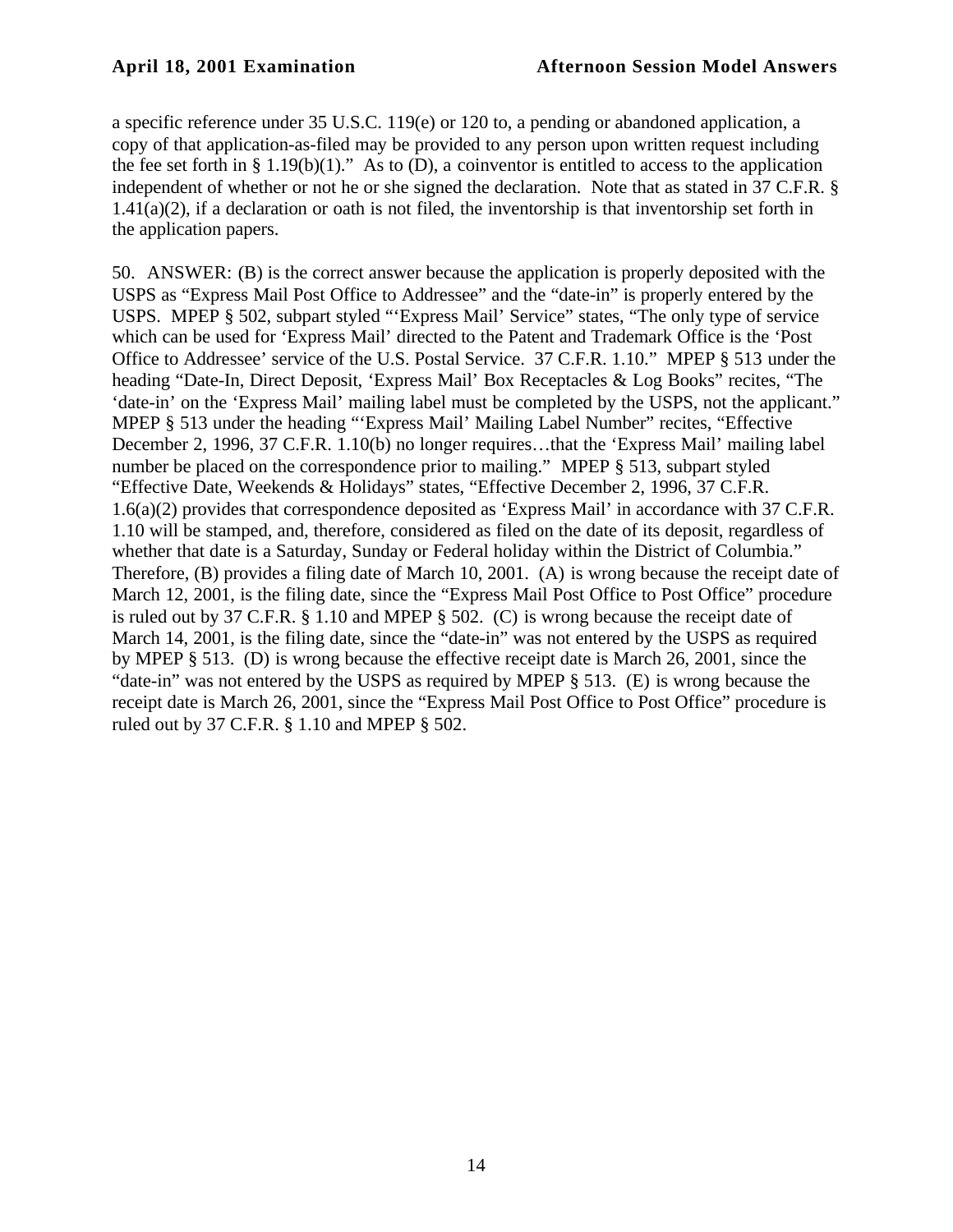a specific reference under 35 U.S.C. 119(e) or 120 to, a pending or abandoned application, a copy of that application-as-filed may be provided to any person upon written request including the fee set forth in § 1.19(b)(1)." As to (D), a coinventor is entitled to access to the application independent of whether or not he or she signed the declaration. Note that as stated in 37 C.F.R. § 1.41(a)(2), if a declaration or oath is not filed, the inventorship is that inventorship set forth in the application papers.

50. ANSWER: (B) is the correct answer because the application is properly deposited with the USPS as "Express Mail Post Office to Addressee" and the "date-in" is properly entered by the USPS. MPEP § 502, subpart styled "'Express Mail' Service" states, "The only type of service which can be used for 'Express Mail' directed to the Patent and Trademark Office is the 'Post Office to Addressee' service of the U.S. Postal Service. 37 C.F.R. 1.10." MPEP § 513 under the heading "Date-In, Direct Deposit, 'Express Mail' Box Receptacles & Log Books" recites, "The 'date-in' on the 'Express Mail' mailing label must be completed by the USPS, not the applicant." MPEP § 513 under the heading "'Express Mail' Mailing Label Number" recites, "Effective December 2, 1996, 37 C.F.R. 1.10(b) no longer requires…that the 'Express Mail' mailing label number be placed on the correspondence prior to mailing." MPEP § 513, subpart styled "Effective Date, Weekends & Holidays" states, "Effective December 2, 1996, 37 C.F.R. 1.6(a)(2) provides that correspondence deposited as 'Express Mail' in accordance with 37 C.F.R. 1.10 will be stamped, and, therefore, considered as filed on the date of its deposit, regardless of whether that date is a Saturday, Sunday or Federal holiday within the District of Columbia." Therefore, (B) provides a filing date of March 10, 2001. (A) is wrong because the receipt date of March 12, 2001, is the filing date, since the "Express Mail Post Office to Post Office" procedure is ruled out by 37 C.F.R. § 1.10 and MPEP § 502. (C) is wrong because the receipt date of March 14, 2001, is the filing date, since the "date-in" was not entered by the USPS as required by MPEP § 513. (D) is wrong because the effective receipt date is March 26, 2001, since the "date-in" was not entered by the USPS as required by MPEP § 513. (E) is wrong because the receipt date is March 26, 2001, since the "Express Mail Post Office to Post Office" procedure is ruled out by 37 C.F.R. § 1.10 and MPEP § 502.